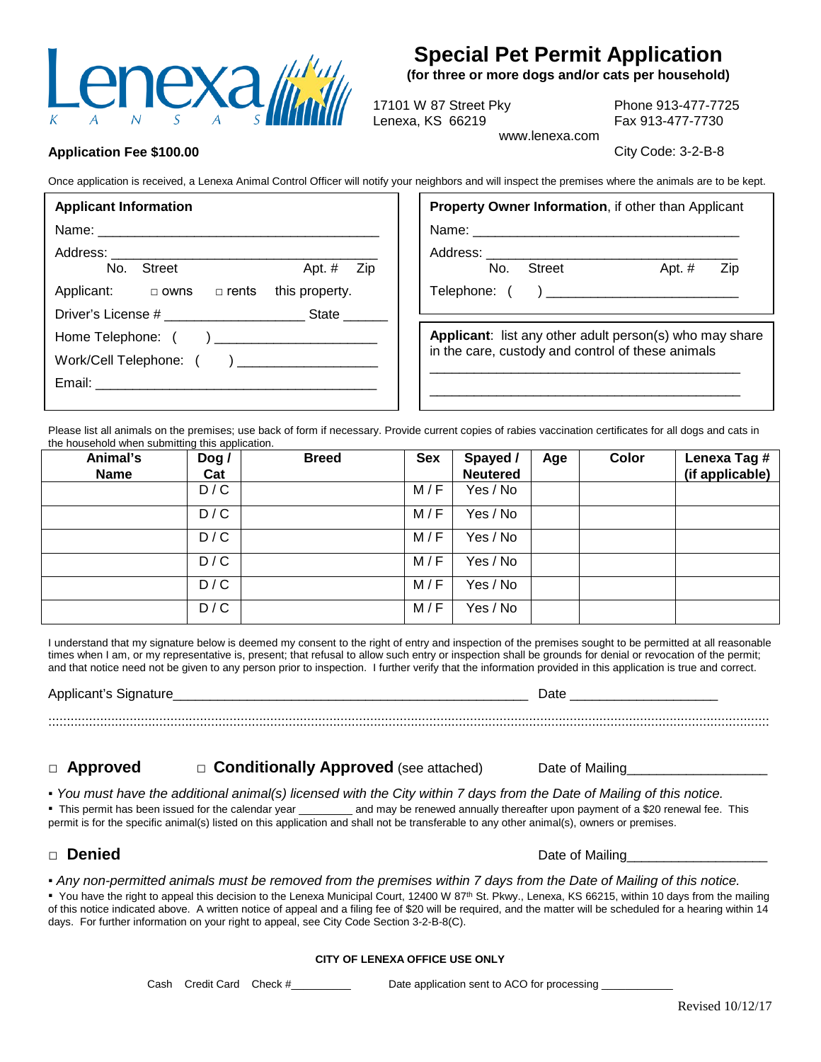Lenexa
K A N S A S

# Special Pet Permit Application

**(for three or more dogs and/or cats per household)**

17101 W 87 Street Pky
Lenexa, KS 66219

Phone 913-477-7725
Fax 913-477-7730

www.lenexa.com

**Application Fee $100.00**

City Code: 3-2-B-8

Once application is received, a Lenexa Animal Control Officer will notify your neighbors and will inspect the premises where the animals are to be kept.

**Applicant Information**

Name: _______________________________________

Address: _____________________________________
No. Street Apt. # Zip

Applicant: □ owns □ rents this property.

Driver's License # ___________________ State ______

Home Telephone: ( ) _____________________

Work/Cell Telephone: ( ) ___________________

Email: ________________________________________

**Property Owner Information**, if other than Applicant

Name: _____________________________________

Address: ___________________________________
No. Street Apt. # Zip

Telephone: ( ) ___________________________

**Applicant**: list any other adult person(s) who may share in the care, custody and control of these animals

_____________________________________________

_____________________________________________

Please list all animals on the premises; use back of form if necessary. Provide current copies of rabies vaccination certificates for all dogs and cats in the household when submitting this application.

| Animal's Name | Dog / Cat | Breed | Sex | Spayed / Neutered | Age | Color | Lenexa Tag # (if applicable) |
|---|---|---|---|---|---|---|---|
| | D / C | | M / F | Yes / No | | | |
| | D / C | | M / F | Yes / No | | | |
| | D / C | | M / F | Yes / No | | | |
| | D / C | | M / F | Yes / No | | | |
| | D / C | | M / F | Yes / No | | | |
| | D / C | | M / F | Yes / No | | | |

I understand that my signature below is deemed my consent to the right of entry and inspection of the premises sought to be permitted at all reasonable times when I am, or my representative is, present; that refusal to allow such entry or inspection shall be grounds for denial or revocation of the permit; and that notice need not be given to any person prior to inspection. I further verify that the information provided in this application is true and correct.

Applicant's Signature_____________________________________________ Date ___________________

□ **Approved** □ **Conditionally Approved** (see attached) Date of Mailing__________________

- *You must have the additional animal(s) licensed with the City within 7 days from the Date of Mailing of this notice.*
- This permit has been issued for the calendar year _________ and may be renewed annually thereafter upon payment of a $20 renewal fee. This permit is for the specific animal(s) listed on this application and shall not be transferable to any other animal(s), owners or premises.

□ **Denied** Date of Mailing__________________

- *Any non-permitted animals must be removed from the premises within 7 days from the Date of Mailing of this notice.*
- You have the right to appeal this decision to the Lenexa Municipal Court, 12400 W 87th St. Pkwy., Lenexa, KS 66215, within 10 days from the mailing of this notice indicated above. A written notice of appeal and a filing fee of $20 will be required, and the matter will be scheduled for a hearing within 14 days. For further information on your right to appeal, see City Code Section 3-2-B-8(C).

**CITY OF LENEXA OFFICE USE ONLY**

Cash Credit Card Check #__________ Date application sent to ACO for processing ____________

Revised 10/12/17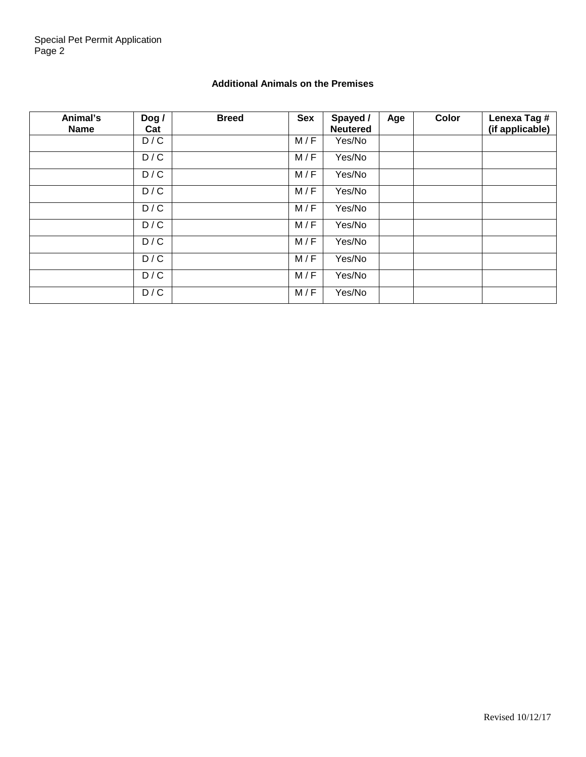Special Pet Permit Application
Page 2

### Additional Animals on the Premises

| Animal's Name | Dog / Cat | Breed | Sex | Spayed / Neutered | Age | Color | Lenexa Tag # (if applicable) |
|---|---|---|---|---|---|---|---|
| | D / C | | M / F | Yes/No | | | |
| | D / C | | M / F | Yes/No | | | |
| | D / C | | M / F | Yes/No | | | |
| | D / C | | M / F | Yes/No | | | |
| | D / C | | M / F | Yes/No | | | |
| | D / C | | M / F | Yes/No | | | |
| | D / C | | M / F | Yes/No | | | |
| | D / C | | M / F | Yes/No | | | |
| | D / C | | M / F | Yes/No | | | |
| | D / C | | M / F | Yes/No | | | |

Revised 10/12/17